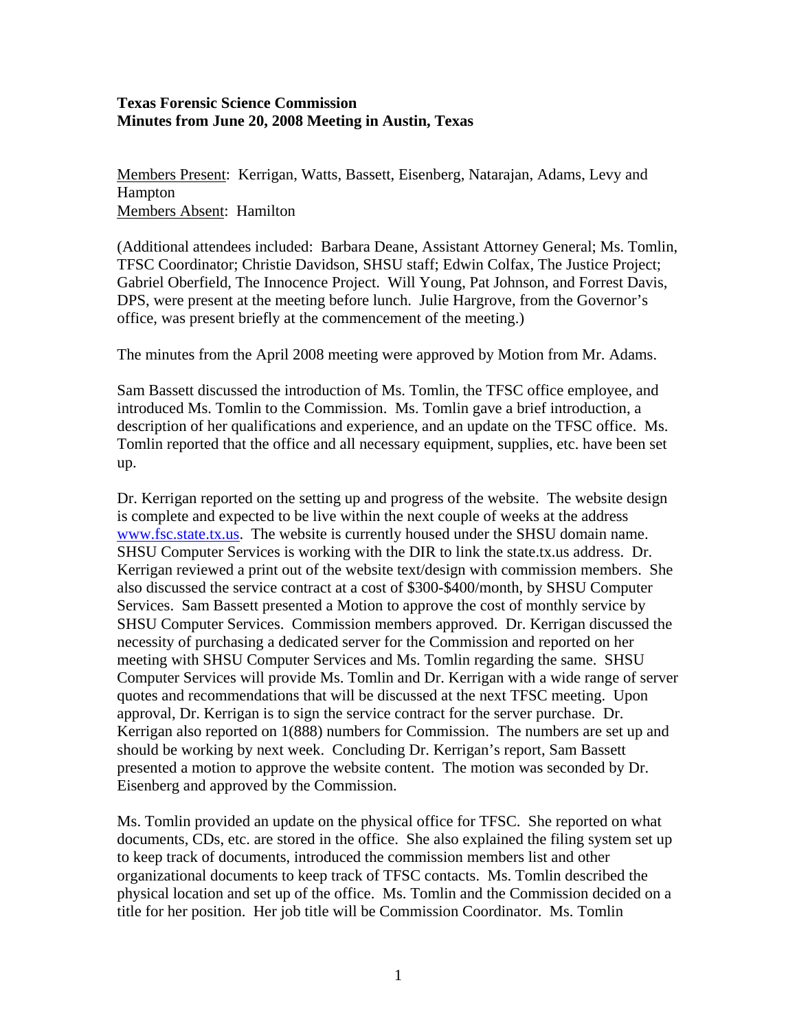**Texas Forensic Science Commission**
**Minutes from June 20, 2008 Meeting in Austin, Texas**

Members Present: Kerrigan, Watts, Bassett, Eisenberg, Natarajan, Adams, Levy and Hampton
Members Absent: Hamilton

(Additional attendees included: Barbara Deane, Assistant Attorney General; Ms. Tomlin, TFSC Coordinator; Christie Davidson, SHSU staff; Edwin Colfax, The Justice Project; Gabriel Oberfield, The Innocence Project. Will Young, Pat Johnson, and Forrest Davis, DPS, were present at the meeting before lunch. Julie Hargrove, from the Governor's office, was present briefly at the commencement of the meeting.)

The minutes from the April 2008 meeting were approved by Motion from Mr. Adams.

Sam Bassett discussed the introduction of Ms. Tomlin, the TFSC office employee, and introduced Ms. Tomlin to the Commission. Ms. Tomlin gave a brief introduction, a description of her qualifications and experience, and an update on the TFSC office. Ms. Tomlin reported that the office and all necessary equipment, supplies, etc. have been set up.

Dr. Kerrigan reported on the setting up and progress of the website. The website design is complete and expected to be live within the next couple of weeks at the address www.fsc.state.tx.us. The website is currently housed under the SHSU domain name. SHSU Computer Services is working with the DIR to link the state.tx.us address. Dr. Kerrigan reviewed a print out of the website text/design with commission members. She also discussed the service contract at a cost of $300-$400/month, by SHSU Computer Services. Sam Bassett presented a Motion to approve the cost of monthly service by SHSU Computer Services. Commission members approved. Dr. Kerrigan discussed the necessity of purchasing a dedicated server for the Commission and reported on her meeting with SHSU Computer Services and Ms. Tomlin regarding the same. SHSU Computer Services will provide Ms. Tomlin and Dr. Kerrigan with a wide range of server quotes and recommendations that will be discussed at the next TFSC meeting. Upon approval, Dr. Kerrigan is to sign the service contract for the server purchase. Dr. Kerrigan also reported on 1(888) numbers for Commission. The numbers are set up and should be working by next week. Concluding Dr. Kerrigan's report, Sam Bassett presented a motion to approve the website content. The motion was seconded by Dr. Eisenberg and approved by the Commission.

Ms. Tomlin provided an update on the physical office for TFSC. She reported on what documents, CDs, etc. are stored in the office. She also explained the filing system set up to keep track of documents, introduced the commission members list and other organizational documents to keep track of TFSC contacts. Ms. Tomlin described the physical location and set up of the office. Ms. Tomlin and the Commission decided on a title for her position. Her job title will be Commission Coordinator. Ms. Tomlin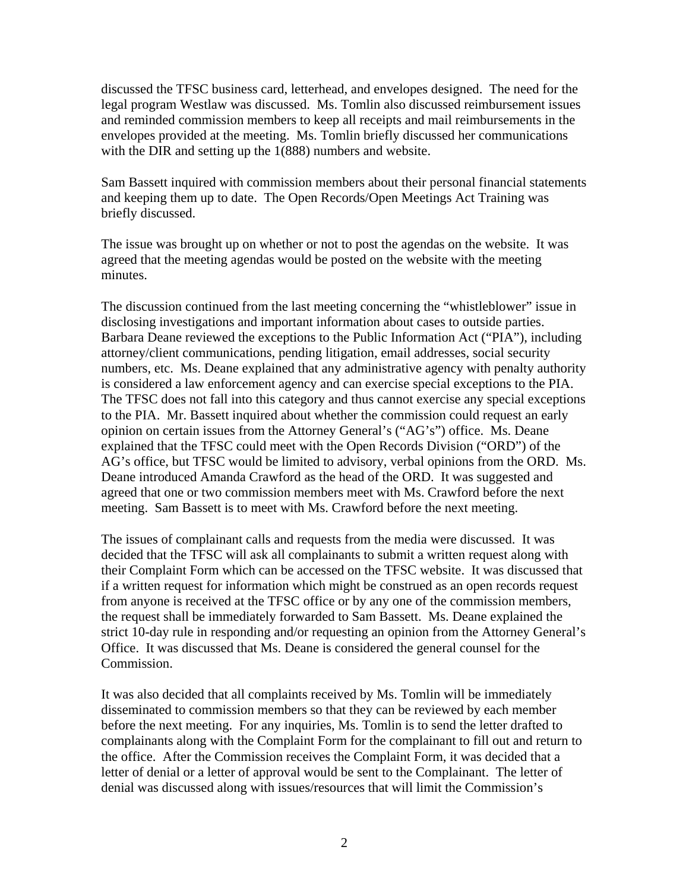discussed the TFSC business card, letterhead, and envelopes designed. The need for the legal program Westlaw was discussed. Ms. Tomlin also discussed reimbursement issues and reminded commission members to keep all receipts and mail reimbursements in the envelopes provided at the meeting. Ms. Tomlin briefly discussed her communications with the DIR and setting up the 1(888) numbers and website.

Sam Bassett inquired with commission members about their personal financial statements and keeping them up to date. The Open Records/Open Meetings Act Training was briefly discussed.

The issue was brought up on whether or not to post the agendas on the website. It was agreed that the meeting agendas would be posted on the website with the meeting minutes.

The discussion continued from the last meeting concerning the "whistleblower" issue in disclosing investigations and important information about cases to outside parties. Barbara Deane reviewed the exceptions to the Public Information Act ("PIA"), including attorney/client communications, pending litigation, email addresses, social security numbers, etc. Ms. Deane explained that any administrative agency with penalty authority is considered a law enforcement agency and can exercise special exceptions to the PIA. The TFSC does not fall into this category and thus cannot exercise any special exceptions to the PIA. Mr. Bassett inquired about whether the commission could request an early opinion on certain issues from the Attorney General's ("AG's") office. Ms. Deane explained that the TFSC could meet with the Open Records Division ("ORD") of the AG's office, but TFSC would be limited to advisory, verbal opinions from the ORD. Ms. Deane introduced Amanda Crawford as the head of the ORD. It was suggested and agreed that one or two commission members meet with Ms. Crawford before the next meeting. Sam Bassett is to meet with Ms. Crawford before the next meeting.

The issues of complainant calls and requests from the media were discussed. It was decided that the TFSC will ask all complainants to submit a written request along with their Complaint Form which can be accessed on the TFSC website. It was discussed that if a written request for information which might be construed as an open records request from anyone is received at the TFSC office or by any one of the commission members, the request shall be immediately forwarded to Sam Bassett. Ms. Deane explained the strict 10-day rule in responding and/or requesting an opinion from the Attorney General's Office. It was discussed that Ms. Deane is considered the general counsel for the Commission.

It was also decided that all complaints received by Ms. Tomlin will be immediately disseminated to commission members so that they can be reviewed by each member before the next meeting. For any inquiries, Ms. Tomlin is to send the letter drafted to complainants along with the Complaint Form for the complainant to fill out and return to the office. After the Commission receives the Complaint Form, it was decided that a letter of denial or a letter of approval would be sent to the Complainant. The letter of denial was discussed along with issues/resources that will limit the Commission's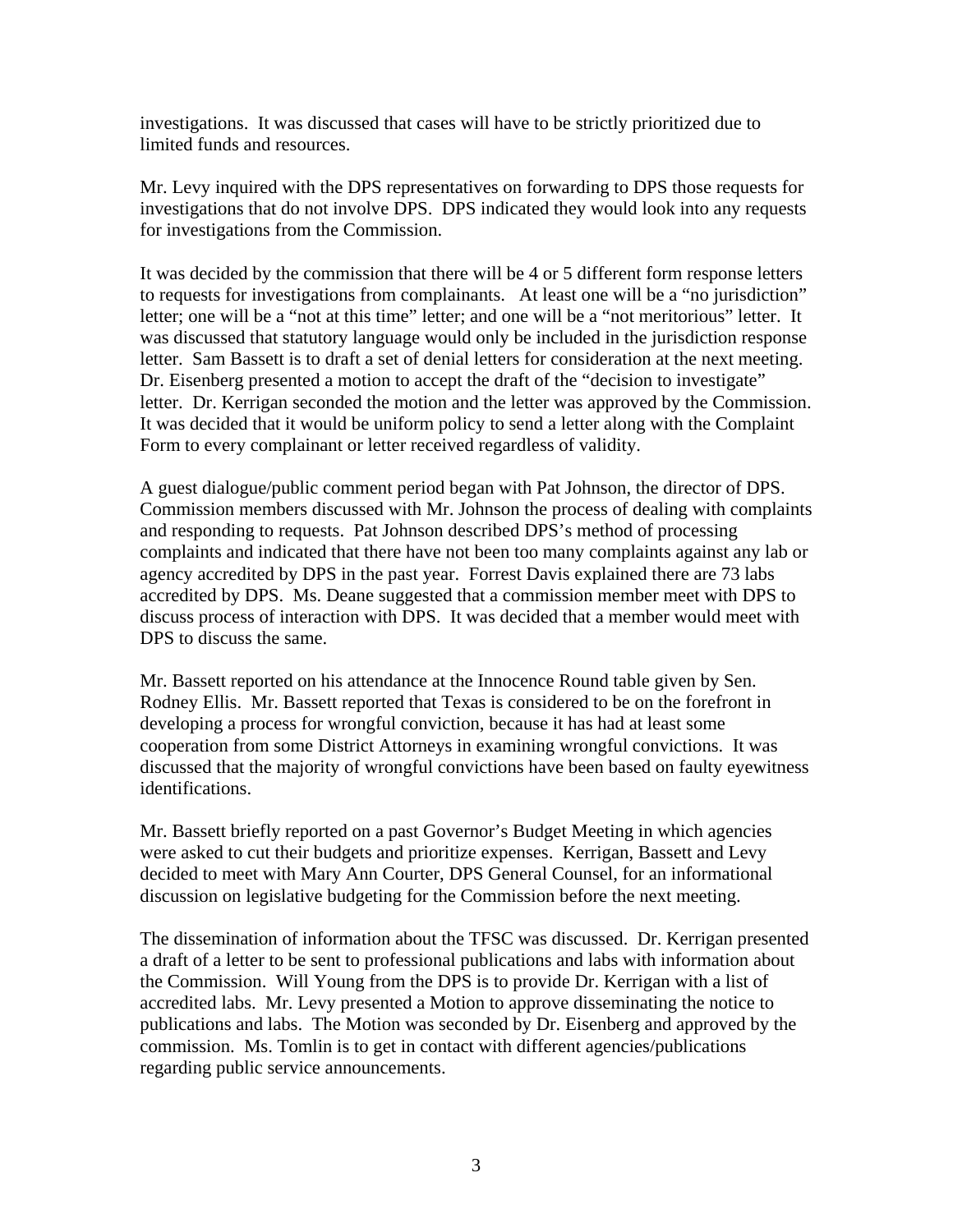investigations. It was discussed that cases will have to be strictly prioritized due to limited funds and resources.

Mr. Levy inquired with the DPS representatives on forwarding to DPS those requests for investigations that do not involve DPS. DPS indicated they would look into any requests for investigations from the Commission.

It was decided by the commission that there will be 4 or 5 different form response letters to requests for investigations from complainants. At least one will be a "no jurisdiction" letter; one will be a "not at this time" letter; and one will be a "not meritorious" letter. It was discussed that statutory language would only be included in the jurisdiction response letter. Sam Bassett is to draft a set of denial letters for consideration at the next meeting. Dr. Eisenberg presented a motion to accept the draft of the "decision to investigate" letter. Dr. Kerrigan seconded the motion and the letter was approved by the Commission. It was decided that it would be uniform policy to send a letter along with the Complaint Form to every complainant or letter received regardless of validity.

A guest dialogue/public comment period began with Pat Johnson, the director of DPS. Commission members discussed with Mr. Johnson the process of dealing with complaints and responding to requests. Pat Johnson described DPS's method of processing complaints and indicated that there have not been too many complaints against any lab or agency accredited by DPS in the past year. Forrest Davis explained there are 73 labs accredited by DPS. Ms. Deane suggested that a commission member meet with DPS to discuss process of interaction with DPS. It was decided that a member would meet with DPS to discuss the same.

Mr. Bassett reported on his attendance at the Innocence Round table given by Sen. Rodney Ellis. Mr. Bassett reported that Texas is considered to be on the forefront in developing a process for wrongful conviction, because it has had at least some cooperation from some District Attorneys in examining wrongful convictions. It was discussed that the majority of wrongful convictions have been based on faulty eyewitness identifications.

Mr. Bassett briefly reported on a past Governor's Budget Meeting in which agencies were asked to cut their budgets and prioritize expenses. Kerrigan, Bassett and Levy decided to meet with Mary Ann Courter, DPS General Counsel, for an informational discussion on legislative budgeting for the Commission before the next meeting.

The dissemination of information about the TFSC was discussed. Dr. Kerrigan presented a draft of a letter to be sent to professional publications and labs with information about the Commission. Will Young from the DPS is to provide Dr. Kerrigan with a list of accredited labs. Mr. Levy presented a Motion to approve disseminating the notice to publications and labs. The Motion was seconded by Dr. Eisenberg and approved by the commission. Ms. Tomlin is to get in contact with different agencies/publications regarding public service announcements.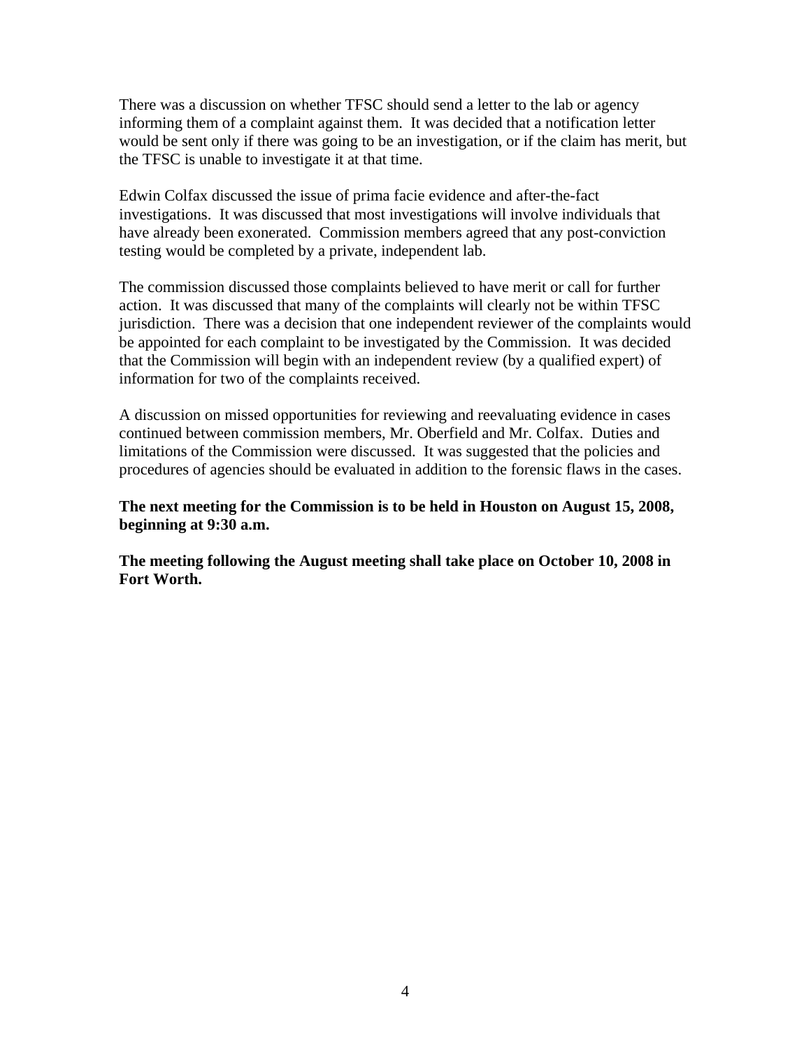There was a discussion on whether TFSC should send a letter to the lab or agency informing them of a complaint against them. It was decided that a notification letter would be sent only if there was going to be an investigation, or if the claim has merit, but the TFSC is unable to investigate it at that time.

Edwin Colfax discussed the issue of prima facie evidence and after-the-fact investigations. It was discussed that most investigations will involve individuals that have already been exonerated. Commission members agreed that any post-conviction testing would be completed by a private, independent lab.

The commission discussed those complaints believed to have merit or call for further action. It was discussed that many of the complaints will clearly not be within TFSC jurisdiction. There was a decision that one independent reviewer of the complaints would be appointed for each complaint to be investigated by the Commission. It was decided that the Commission will begin with an independent review (by a qualified expert) of information for two of the complaints received.

A discussion on missed opportunities for reviewing and reevaluating evidence in cases continued between commission members, Mr. Oberfield and Mr. Colfax. Duties and limitations of the Commission were discussed. It was suggested that the policies and procedures of agencies should be evaluated in addition to the forensic flaws in the cases.

**The next meeting for the Commission is to be held in Houston on August 15, 2008, beginning at 9:30 a.m.**

**The meeting following the August meeting shall take place on October 10, 2008 in Fort Worth.**